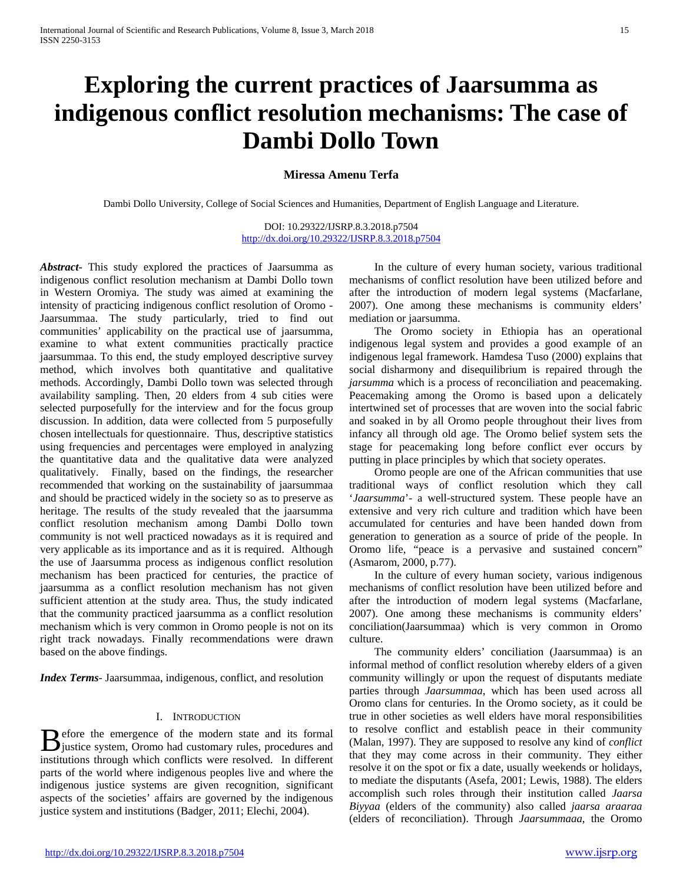# Exploring the current practices of Jaarsumma as indigenous conflict resolution mechanisms: The case of Dambi Dollo Town

**Miressa Amenu Terfa**

Dambi Dollo University, College of Social Sciences and Humanities, Department of English Language and Literature.

DOI: 10.29322/IJSRP.8.3.2018.p7504
http://dx.doi.org/10.29322/IJSRP.8.3.2018.p7504

***Abstract*-** This study explored the practices of Jaarsumma as indigenous conflict resolution mechanism at Dambi Dollo town in Western Oromiya. The study was aimed at examining the intensity of practicing indigenous conflict resolution of Oromo - Jaarsummaa. The study particularly, tried to find out communities' applicability on the practical use of jaarsumma, examine to what extent communities practically practice jaarsummaa. To this end, the study employed descriptive survey method, which involves both quantitative and qualitative methods. Accordingly, Dambi Dollo town was selected through availability sampling. Then, 20 elders from 4 sub cities were selected purposefully for the interview and for the focus group discussion. In addition, data were collected from 5 purposefully chosen intellectuals for questionnaire. Thus, descriptive statistics using frequencies and percentages were employed in analyzing the quantitative data and the qualitative data were analyzed qualitatively. Finally, based on the findings, the researcher recommended that working on the sustainability of jaarsummaa and should be practiced widely in the society so as to preserve as heritage. The results of the study revealed that the jaarsumma conflict resolution mechanism among Dambi Dollo town community is not well practiced nowadays as it is required and very applicable as its importance and as it is required. Although the use of Jaarsumma process as indigenous conflict resolution mechanism has been practiced for centuries, the practice of jaarsumma as a conflict resolution mechanism has not given sufficient attention at the study area. Thus, the study indicated that the community practiced jaarsumma as a conflict resolution mechanism which is very common in Oromo people is not on its right track nowadays. Finally recommendations were drawn based on the above findings.

***Index Terms*-** Jaarsummaa, indigenous, conflict, and resolution

## I. Introduction

Before the emergence of the modern state and its formal justice system, Oromo had customary rules, procedures and institutions through which conflicts were resolved. In different parts of the world where indigenous peoples live and where the indigenous justice systems are given recognition, significant aspects of the societies' affairs are governed by the indigenous justice system and institutions (Badger, 2011; Elechi, 2004).

In the culture of every human society, various traditional mechanisms of conflict resolution have been utilized before and after the introduction of modern legal systems (Macfarlane, 2007). One among these mechanisms is community elders' mediation or jaarsumma.

The Oromo society in Ethiopia has an operational indigenous legal system and provides a good example of an indigenous legal framework. Hamdesa Tuso (2000) explains that social disharmony and disequilibrium is repaired through the *jarsumma* which is a process of reconciliation and peacemaking. Peacemaking among the Oromo is based upon a delicately intertwined set of processes that are woven into the social fabric and soaked in by all Oromo people throughout their lives from infancy all through old age. The Oromo belief system sets the stage for peacemaking long before conflict ever occurs by putting in place principles by which that society operates.

Oromo people are one of the African communities that use traditional ways of conflict resolution which they call '*Jaarsumma*'- a well-structured system. These people have an extensive and very rich culture and tradition which have been accumulated for centuries and have been handed down from generation to generation as a source of pride of the people. In Oromo life, "peace is a pervasive and sustained concern" (Asmarom, 2000, p.77).

In the culture of every human society, various indigenous mechanisms of conflict resolution have been utilized before and after the introduction of modern legal systems (Macfarlane, 2007). One among these mechanisms is community elders' conciliation(Jaarsummaa) which is very common in Oromo culture.

The community elders' conciliation (Jaarsummaa) is an informal method of conflict resolution whereby elders of a given community willingly or upon the request of disputants mediate parties through *Jaarsummaa*, which has been used across all Oromo clans for centuries. In the Oromo society, as it could be true in other societies as well elders have moral responsibilities to resolve conflict and establish peace in their community (Malan, 1997). They are supposed to resolve any kind of *conflict* that they may come across in their community. They either resolve it on the spot or fix a date, usually weekends or holidays, to mediate the disputants (Asefa, 2001; Lewis, 1988). The elders accomplish such roles through their institution called *Jaarsa Biyyaa* (elders of the community) also called *jaarsa araaraa* (elders of reconciliation). Through *Jaarsummaaa*, the Oromo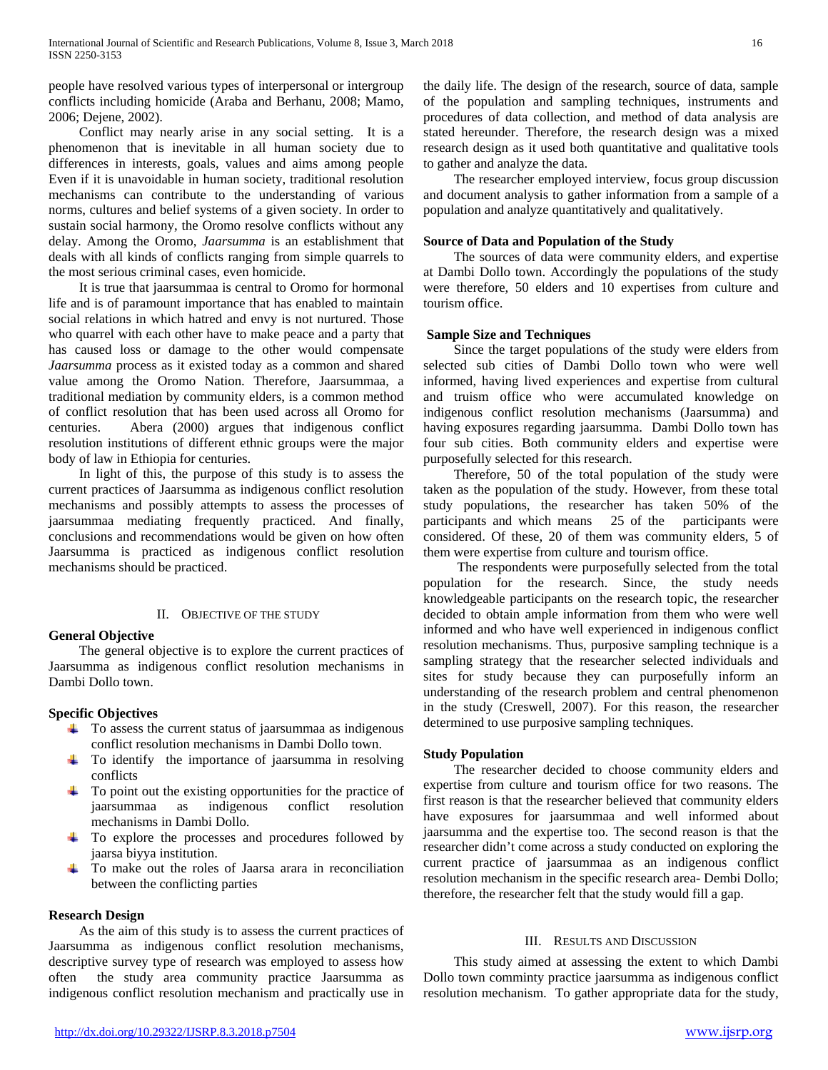people have resolved various types of interpersonal or intergroup conflicts including homicide (Araba and Berhanu, 2008; Mamo, 2006; Dejene, 2002).

Conflict may nearly arise in any social setting. It is a phenomenon that is inevitable in all human society due to differences in interests, goals, values and aims among people Even if it is unavoidable in human society, traditional resolution mechanisms can contribute to the understanding of various norms, cultures and belief systems of a given society. In order to sustain social harmony, the Oromo resolve conflicts without any delay. Among the Oromo, *Jaarsumma* is an establishment that deals with all kinds of conflicts ranging from simple quarrels to the most serious criminal cases, even homicide.

It is true that jaarsummaa is central to Oromo for hormonal life and is of paramount importance that has enabled to maintain social relations in which hatred and envy is not nurtured. Those who quarrel with each other have to make peace and a party that has caused loss or damage to the other would compensate *Jaarsumma* process as it existed today as a common and shared value among the Oromo Nation. Therefore, Jaarsummaa, a traditional mediation by community elders, is a common method of conflict resolution that has been used across all Oromo for centuries. Abera (2000) argues that indigenous conflict resolution institutions of different ethnic groups were the major body of law in Ethiopia for centuries.

In light of this, the purpose of this study is to assess the current practices of Jaarsumma as indigenous conflict resolution mechanisms and possibly attempts to assess the processes of jaarsummaa mediating frequently practiced. And finally, conclusions and recommendations would be given on how often Jaarsumma is practiced as indigenous conflict resolution mechanisms should be practiced.

## II. Objective of the Study

### General Objective

The general objective is to explore the current practices of Jaarsumma as indigenous conflict resolution mechanisms in Dambi Dollo town.

### Specific Objectives

- To assess the current status of jaarsummaa as indigenous conflict resolution mechanisms in Dambi Dollo town.
- To identify the importance of jaarsumma in resolving conflicts
- To point out the existing opportunities for the practice of jaarsummaa as indigenous conflict resolution mechanisms in Dambi Dollo.
- To explore the processes and procedures followed by jaarsa biyya institution.
- To make out the roles of Jaarsa arara in reconciliation between the conflicting parties

### Research Design

As the aim of this study is to assess the current practices of Jaarsumma as indigenous conflict resolution mechanisms, descriptive survey type of research was employed to assess how often the study area community practice Jaarsumma as indigenous conflict resolution mechanism and practically use in the daily life. The design of the research, source of data, sample of the population and sampling techniques, instruments and procedures of data collection, and method of data analysis are stated hereunder. Therefore, the research design was a mixed research design as it used both quantitative and qualitative tools to gather and analyze the data.

The researcher employed interview, focus group discussion and document analysis to gather information from a sample of a population and analyze quantitatively and qualitatively.

### Source of Data and Population of the Study

The sources of data were community elders, and expertise at Dambi Dollo town. Accordingly the populations of the study were therefore, 50 elders and 10 expertises from culture and tourism office.

### Sample Size and Techniques

Since the target populations of the study were elders from selected sub cities of Dambi Dollo town who were well informed, having lived experiences and expertise from cultural and truism office who were accumulated knowledge on indigenous conflict resolution mechanisms (Jaarsumma) and having exposures regarding jaarsumma. Dambi Dollo town has four sub cities. Both community elders and expertise were purposefully selected for this research.

Therefore, 50 of the total population of the study were taken as the population of the study. However, from these total study populations, the researcher has taken 50% of the participants and which means 25 of the participants were considered. Of these, 20 of them was community elders, 5 of them were expertise from culture and tourism office.

The respondents were purposefully selected from the total population for the research. Since, the study needs knowledgeable participants on the research topic, the researcher decided to obtain ample information from them who were well informed and who have well experienced in indigenous conflict resolution mechanisms. Thus, purposive sampling technique is a sampling strategy that the researcher selected individuals and sites for study because they can purposefully inform an understanding of the research problem and central phenomenon in the study (Creswell, 2007). For this reason, the researcher determined to use purposive sampling techniques.

### Study Population

The researcher decided to choose community elders and expertise from culture and tourism office for two reasons. The first reason is that the researcher believed that community elders have exposures for jaarsummaa and well informed about jaarsumma and the expertise too. The second reason is that the researcher didn't come across a study conducted on exploring the current practice of jaarsummaa as an indigenous conflict resolution mechanism in the specific research area- Dembi Dollo; therefore, the researcher felt that the study would fill a gap.

## III. Results and Discussion

This study aimed at assessing the extent to which Dambi Dollo town comminty practice jaarsumma as indigenous conflict resolution mechanism. To gather appropriate data for the study,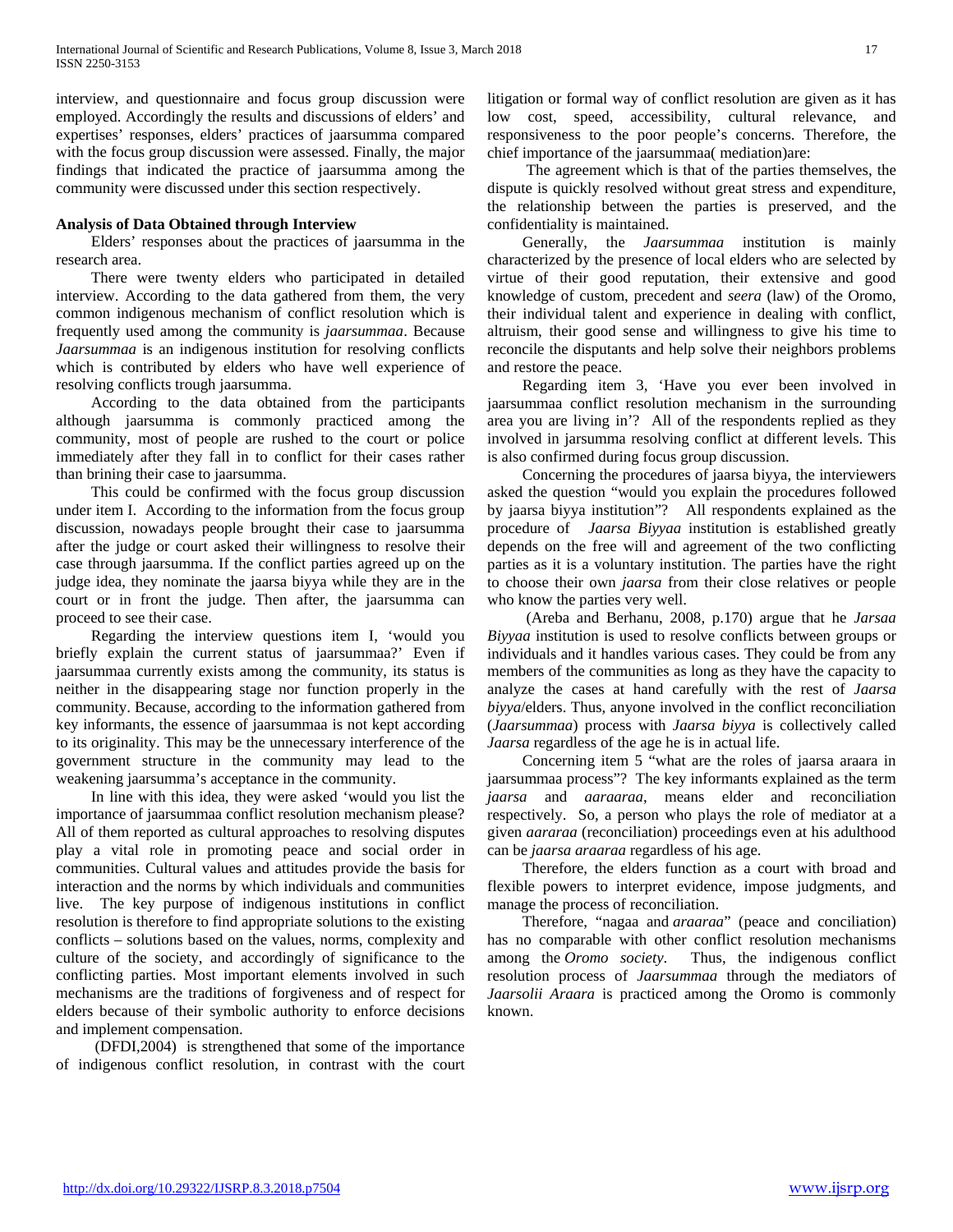interview, and questionnaire and focus group discussion were employed. Accordingly the results and discussions of elders' and expertises' responses, elders' practices of jaarsumma compared with the focus group discussion were assessed. Finally, the major findings that indicated the practice of jaarsumma among the community were discussed under this section respectively.

**Analysis of Data Obtained through Interview**

Elders' responses about the practices of jaarsumma in the research area.

There were twenty elders who participated in detailed interview. According to the data gathered from them, the very common indigenous mechanism of conflict resolution which is frequently used among the community is *jaarsummaa*. Because *Jaarsummaa* is an indigenous institution for resolving conflicts which is contributed by elders who have well experience of resolving conflicts trough jaarsumma.

According to the data obtained from the participants although jaarsumma is commonly practiced among the community, most of people are rushed to the court or police immediately after they fall in to conflict for their cases rather than brining their case to jaarsumma.

This could be confirmed with the focus group discussion under item I. According to the information from the focus group discussion, nowadays people brought their case to jaarsumma after the judge or court asked their willingness to resolve their case through jaarsumma. If the conflict parties agreed up on the judge idea, they nominate the jaarsa biyya while they are in the court or in front the judge. Then after, the jaarsumma can proceed to see their case.

Regarding the interview questions item I, 'would you briefly explain the current status of jaarsummaa?' Even if jaarsummaa currently exists among the community, its status is neither in the disappearing stage nor function properly in the community. Because, according to the information gathered from key informants, the essence of jaarsummaa is not kept according to its originality. This may be the unnecessary interference of the government structure in the community may lead to the weakening jaarsumma's acceptance in the community.

In line with this idea, they were asked 'would you list the importance of jaarsummaa conflict resolution mechanism please? All of them reported as cultural approaches to resolving disputes play a vital role in promoting peace and social order in communities. Cultural values and attitudes provide the basis for interaction and the norms by which individuals and communities live. The key purpose of indigenous institutions in conflict resolution is therefore to find appropriate solutions to the existing conflicts – solutions based on the values, norms, complexity and culture of the society, and accordingly of significance to the conflicting parties. Most important elements involved in such mechanisms are the traditions of forgiveness and of respect for elders because of their symbolic authority to enforce decisions and implement compensation.

(DFDI,2004) is strengthened that some of the importance of indigenous conflict resolution, in contrast with the court litigation or formal way of conflict resolution are given as it has low cost, speed, accessibility, cultural relevance, and responsiveness to the poor people's concerns. Therefore, the chief importance of the jaarsummaa( mediation)are:

The agreement which is that of the parties themselves, the dispute is quickly resolved without great stress and expenditure, the relationship between the parties is preserved, and the confidentiality is maintained.

Generally, the *Jaarsummaa* institution is mainly characterized by the presence of local elders who are selected by virtue of their good reputation, their extensive and good knowledge of custom, precedent and *seera* (law) of the Oromo, their individual talent and experience in dealing with conflict, altruism, their good sense and willingness to give his time to reconcile the disputants and help solve their neighbors problems and restore the peace.

Regarding item 3, 'Have you ever been involved in jaarsummaa conflict resolution mechanism in the surrounding area you are living in'? All of the respondents replied as they involved in jarsumma resolving conflict at different levels. This is also confirmed during focus group discussion.

Concerning the procedures of jaarsa biyya, the interviewers asked the question "would you explain the procedures followed by jaarsa biyya institution"? All respondents explained as the procedure of *Jaarsa Biyyaa* institution is established greatly depends on the free will and agreement of the two conflicting parties as it is a voluntary institution. The parties have the right to choose their own *jaarsa* from their close relatives or people who know the parties very well.

(Areba and Berhanu, 2008, p.170) argue that he *Jarsaa Biyyaa* institution is used to resolve conflicts between groups or individuals and it handles various cases. They could be from any members of the communities as long as they have the capacity to analyze the cases at hand carefully with the rest of *Jaarsa biyya*/elders. Thus, anyone involved in the conflict reconciliation (*Jaarsummaa*) process with *Jaarsa biyya* is collectively called *Jaarsa* regardless of the age he is in actual life.

Concerning item 5 "what are the roles of jaarsa araara in jaarsummaa process"? The key informants explained as the term *jaarsa* and *aaraaraa*, means elder and reconciliation respectively. So, a person who plays the role of mediator at a given *aararaa* (reconciliation) proceedings even at his adulthood can be *jaarsa araaraa* regardless of his age.

Therefore, the elders function as a court with broad and flexible powers to interpret evidence, impose judgments, and manage the process of reconciliation.

Therefore, "nagaa and *araaraa*" (peace and conciliation) has no comparable with other conflict resolution mechanisms among the *Oromo society*. Thus, the indigenous conflict resolution process of *Jaarsummaa* through the mediators of *Jaarsolii Araara* is practiced among the Oromo is commonly known.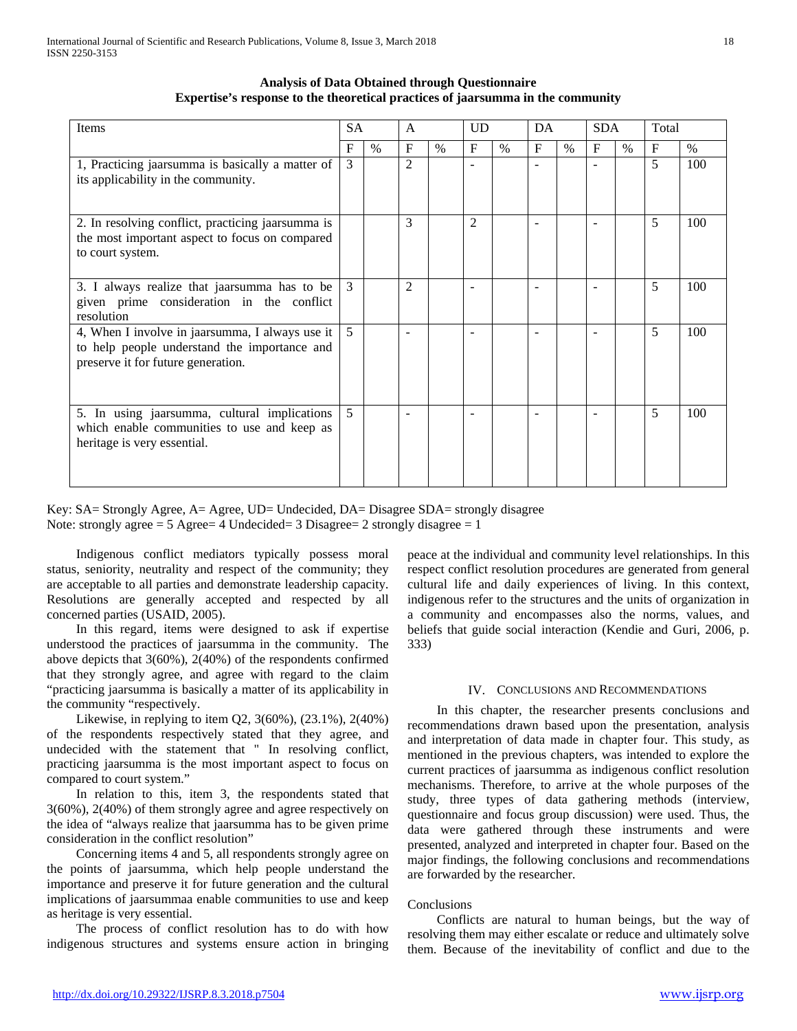**Analysis of Data Obtained through Questionnaire**
**Expertise's response to the theoretical practices of jaarsumma in the community**

| Items | SA | | A | | UD | | DA | | SDA | | Total | |
|---|---|---|---|---|---|---|---|---|---|---|---|---|
| | F | % | F | % | F | % | F | % | F | % | F | % |
| 1, Practicing jaarsumma is basically a matter of its applicability in the community. | 3 | | 2 | | - | | - | | - | | 5 | 100 |
| 2. In resolving conflict, practicing jaarsumma is the most important aspect to focus on compared to court system. | | | 3 | | 2 | | - | | - | | 5 | 100 |
| 3. I always realize that jaarsumma has to be given prime consideration in the conflict resolution | 3 | | 2 | | - | | - | | - | | 5 | 100 |
| 4, When I involve in jaarsumma, I always use it to help people understand the importance and preserve it for future generation. | 5 | | - | | - | | - | | - | | 5 | 100 |
| 5. In using jaarsumma, cultural implications which enable communities to use and keep as heritage is very essential. | 5 | | - | | - | | - | | - | | 5 | 100 |

Key: SA= Strongly Agree, A= Agree, UD= Undecided, DA= Disagree SDA= strongly disagree
Note: strongly agree = 5 Agree= 4 Undecided= 3 Disagree= 2 strongly disagree = 1

Indigenous conflict mediators typically possess moral status, seniority, neutrality and respect of the community; they are acceptable to all parties and demonstrate leadership capacity. Resolutions are generally accepted and respected by all concerned parties (USAID, 2005).

In this regard, items were designed to ask if expertise understood the practices of jaarsumma in the community. The above depicts that 3(60%), 2(40%) of the respondents confirmed that they strongly agree, and agree with regard to the claim "practicing jaarsumma is basically a matter of its applicability in the community "respectively.

Likewise, in replying to item Q2, 3(60%), (23.1%), 2(40%) of the respondents respectively stated that they agree, and undecided with the statement that " In resolving conflict, practicing jaarsumma is the most important aspect to focus on compared to court system."

In relation to this, item 3, the respondents stated that 3(60%), 2(40%) of them strongly agree and agree respectively on the idea of "always realize that jaarsumma has to be given prime consideration in the conflict resolution"

Concerning items 4 and 5, all respondents strongly agree on the points of jaarsumma, which help people understand the importance and preserve it for future generation and the cultural implications of jaarsummaa enable communities to use and keep as heritage is very essential.

The process of conflict resolution has to do with how indigenous structures and systems ensure action in bringing peace at the individual and community level relationships. In this respect conflict resolution procedures are generated from general cultural life and daily experiences of living. In this context, indigenous refer to the structures and the units of organization in a community and encompasses also the norms, values, and beliefs that guide social interaction (Kendie and Guri, 2006, p. 333)

## IV. Conclusions and Recommendations

In this chapter, the researcher presents conclusions and recommendations drawn based upon the presentation, analysis and interpretation of data made in chapter four. This study, as mentioned in the previous chapters, was intended to explore the current practices of jaarsumma as indigenous conflict resolution mechanisms. Therefore, to arrive at the whole purposes of the study, three types of data gathering methods (interview, questionnaire and focus group discussion) were used. Thus, the data were gathered through these instruments and were presented, analyzed and interpreted in chapter four. Based on the major findings, the following conclusions and recommendations are forwarded by the researcher.

### Conclusions

Conflicts are natural to human beings, but the way of resolving them may either escalate or reduce and ultimately solve them. Because of the inevitability of conflict and due to the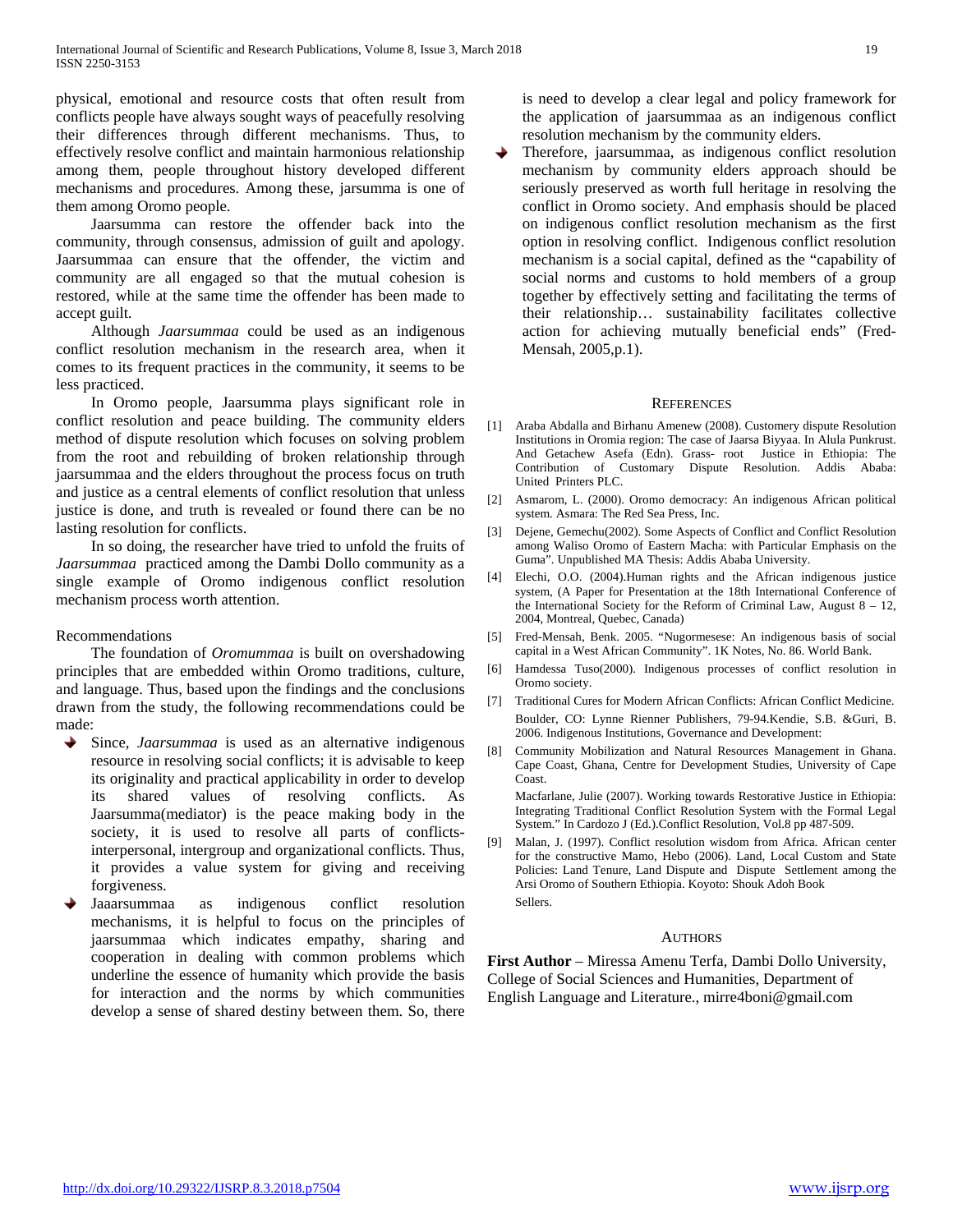physical, emotional and resource costs that often result from conflicts people have always sought ways of peacefully resolving their differences through different mechanisms. Thus, to effectively resolve conflict and maintain harmonious relationship among them, people throughout history developed different mechanisms and procedures. Among these, jarsumma is one of them among Oromo people.

Jaarsumma can restore the offender back into the community, through consensus, admission of guilt and apology. Jaarsummaa can ensure that the offender, the victim and community are all engaged so that the mutual cohesion is restored, while at the same time the offender has been made to accept guilt.

Although *Jaarsummaa* could be used as an indigenous conflict resolution mechanism in the research area, when it comes to its frequent practices in the community, it seems to be less practiced.

In Oromo people, Jaarsumma plays significant role in conflict resolution and peace building. The community elders method of dispute resolution which focuses on solving problem from the root and rebuilding of broken relationship through jaarsummaa and the elders throughout the process focus on truth and justice as a central elements of conflict resolution that unless justice is done, and truth is revealed or found there can be no lasting resolution for conflicts.

In so doing, the researcher have tried to unfold the fruits of *Jaarsummaa* practiced among the Dambi Dollo community as a single example of Oromo indigenous conflict resolution mechanism process worth attention.

Recommendations

The foundation of *Oromummaa* is built on overshadowing principles that are embedded within Oromo traditions, culture, and language. Thus, based upon the findings and the conclusions drawn from the study, the following recommendations could be made:

- Since, *Jaarsummaa* is used as an alternative indigenous resource in resolving social conflicts; it is advisable to keep its originality and practical applicability in order to develop its shared values of resolving conflicts. As Jaarsumma(mediator) is the peace making body in the society, it is used to resolve all parts of conflicts-interpersonal, intergroup and organizational conflicts. Thus, it provides a value system for giving and receiving forgiveness.
- Jaaarsummaa as indigenous conflict resolution mechanisms, it is helpful to focus on the principles of jaarsummaa which indicates empathy, sharing and cooperation in dealing with common problems which underline the essence of humanity which provide the basis for interaction and the norms by which communities develop a sense of shared destiny between them. So, there is need to develop a clear legal and policy framework for the application of jaarsummaa as an indigenous conflict resolution mechanism by the community elders.
- Therefore, jaarsummaa, as indigenous conflict resolution mechanism by community elders approach should be seriously preserved as worth full heritage in resolving the conflict in Oromo society. And emphasis should be placed on indigenous conflict resolution mechanism as the first option in resolving conflict. Indigenous conflict resolution mechanism is a social capital, defined as the "capability of social norms and customs to hold members of a group together by effectively setting and facilitating the terms of their relationship… sustainability facilitates collective action for achieving mutually beneficial ends" (Fred-Mensah, 2005,p.1).

## References

[1] Araba Abdalla and Birhanu Amenew (2008). Customery dispute Resolution Institutions in Oromia region: The case of Jaarsa Biyyaa. In Alula Punkrust. And Getachew Asefa (Edn). Grass- root Justice in Ethiopia: The Contribution of Customary Dispute Resolution. Addis Ababa: United Printers PLC.

[2] Asmarom, L. (2000). Oromo democracy: An indigenous African political system. Asmara: The Red Sea Press, Inc.

[3] Dejene, Gemechu(2002). Some Aspects of Conflict and Conflict Resolution among Waliso Oromo of Eastern Macha: with Particular Emphasis on the Guma". Unpublished MA Thesis: Addis Ababa University.

[4] Elechi, O.O. (2004).Human rights and the African indigenous justice system, (A Paper for Presentation at the 18th International Conference of the International Society for the Reform of Criminal Law, August 8 – 12, 2004, Montreal, Quebec, Canada)

[5] Fred-Mensah, Benk. 2005. "Nugormesese: An indigenous basis of social capital in a West African Community". 1K Notes, No. 86. World Bank.

[6] Hamdessa Tuso(2000). Indigenous processes of conflict resolution in Oromo society.

[7] Traditional Cures for Modern African Conflicts: African Conflict Medicine. Boulder, CO: Lynne Rienner Publishers, 79-94.Kendie, S.B. &Guri, B. 2006. Indigenous Institutions, Governance and Development:

[8] Community Mobilization and Natural Resources Management in Ghana. Cape Coast, Ghana, Centre for Development Studies, University of Cape Coast.
Macfarlane, Julie (2007). Working towards Restorative Justice in Ethiopia: Integrating Traditional Conflict Resolution System with the Formal Legal System." In Cardozo J (Ed.).Conflict Resolution, Vol.8 pp 487-509.

[9] Malan, J. (1997). Conflict resolution wisdom from Africa. African center for the constructive Mamo, Hebo (2006). Land, Local Custom and State Policies: Land Tenure, Land Dispute and Dispute Settlement among the Arsi Oromo of Southern Ethiopia. Koyoto: Shouk Adoh Book Sellers.

## Authors

**First Author** – Miressa Amenu Terfa, Dambi Dollo University, College of Social Sciences and Humanities, Department of English Language and Literature., mirre4boni@gmail.com